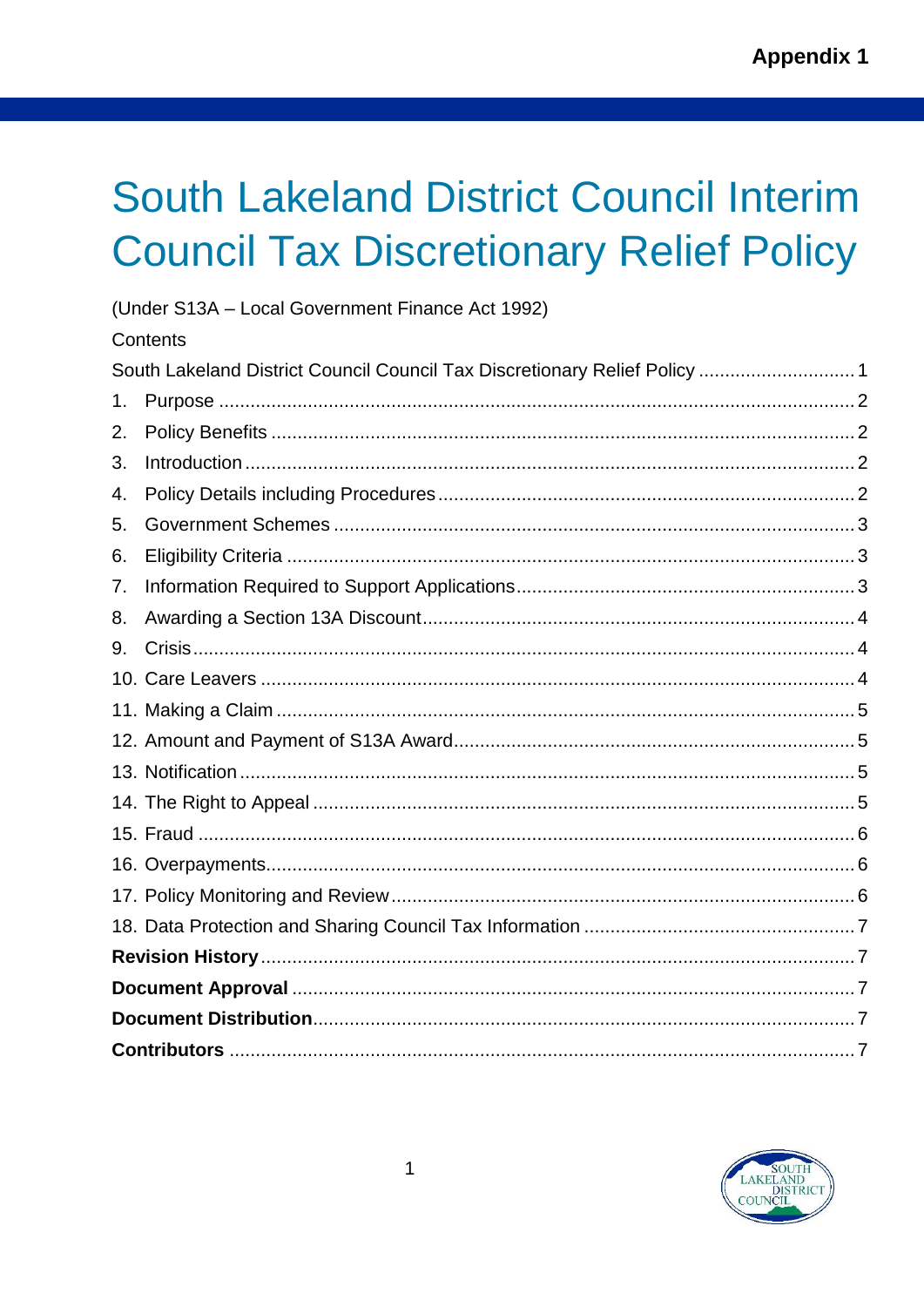Appendix 1

# South Lakeland District Council Interim Council Tax Discretionary Relief Policy

(Under S13A – Local Government Finance Act 1992)

Contents

South Lakeland District Council Council Tax Discretionary Relief Policy ............................. 1

1. Purpose ........................................................................................................ 2
2. Policy Benefits .............................................................................................. 2
3. Introduction ................................................................................................... 2
4. Policy Details including Procedures ............................................................... 2
5. Government Schemes .................................................................................. 3
6. Eligibility Criteria ........................................................................................... 3
7. Information Required to Support Applications ............................................... 3
8. Awarding a Section 13A Discount ................................................................. 4
9. Crisis ............................................................................................................. 4
10. Care Leavers ................................................................................................ 4
11. Making a Claim ............................................................................................. 5
12. Amount and Payment of S13A Award ........................................................... 5
13. Notification .................................................................................................... 5
14. The Right to Appeal ...................................................................................... 5
15. Fraud ............................................................................................................ 6
16. Overpayments ............................................................................................... 6
17. Policy Monitoring and Review ....................................................................... 6
18. Data Protection and Sharing Council Tax Information ................................... 7

**Revision History** ................................................................................................ 7

**Document Approval** .......................................................................................... 7

**Document Distribution** ....................................................................................... 7

**Contributors** ...................................................................................................... 7

SOUTH LAKELAND DISTRICT COUNCIL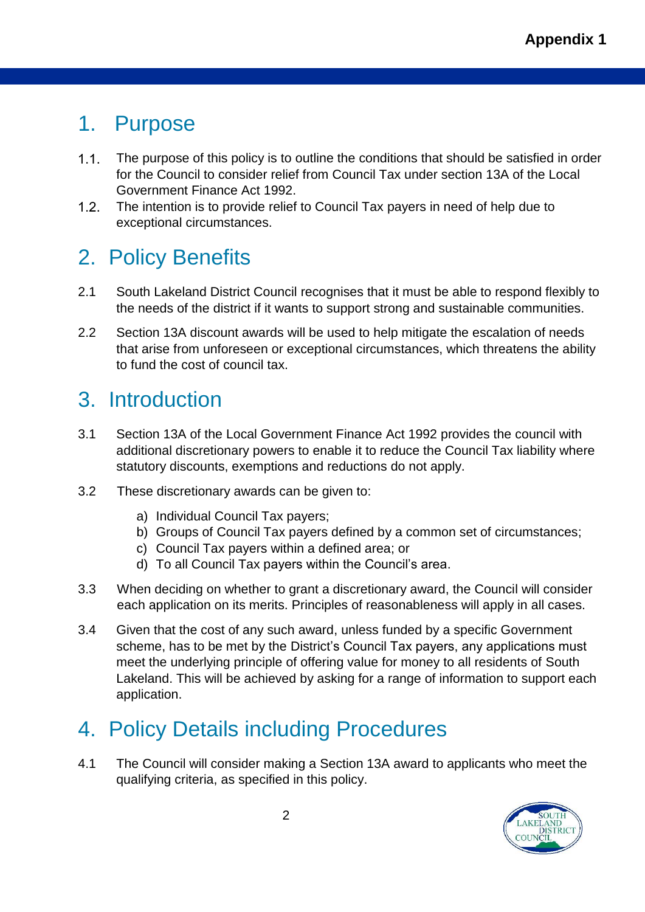Appendix 1

# 1. Purpose

1.1. The purpose of this policy is to outline the conditions that should be satisfied in order for the Council to consider relief from Council Tax under section 13A of the Local Government Finance Act 1992.

1.2. The intention is to provide relief to Council Tax payers in need of help due to exceptional circumstances.

# 2. Policy Benefits

2.1 South Lakeland District Council recognises that it must be able to respond flexibly to the needs of the district if it wants to support strong and sustainable communities.

2.2 Section 13A discount awards will be used to help mitigate the escalation of needs that arise from unforeseen or exceptional circumstances, which threatens the ability to fund the cost of council tax.

# 3. Introduction

3.1 Section 13A of the Local Government Finance Act 1992 provides the council with additional discretionary powers to enable it to reduce the Council Tax liability where statutory discounts, exemptions and reductions do not apply.

3.2 These discretionary awards can be given to:

a) Individual Council Tax payers;
b) Groups of Council Tax payers defined by a common set of circumstances;
c) Council Tax payers within a defined area; or
d) To all Council Tax payers within the Council's area.

3.3 When deciding on whether to grant a discretionary award, the Council will consider each application on its merits. Principles of reasonableness will apply in all cases.

3.4 Given that the cost of any such award, unless funded by a specific Government scheme, has to be met by the District's Council Tax payers, any applications must meet the underlying principle of offering value for money to all residents of South Lakeland. This will be achieved by asking for a range of information to support each application.

# 4. Policy Details including Procedures

4.1 The Council will consider making a Section 13A award to applicants who meet the qualifying criteria, as specified in this policy.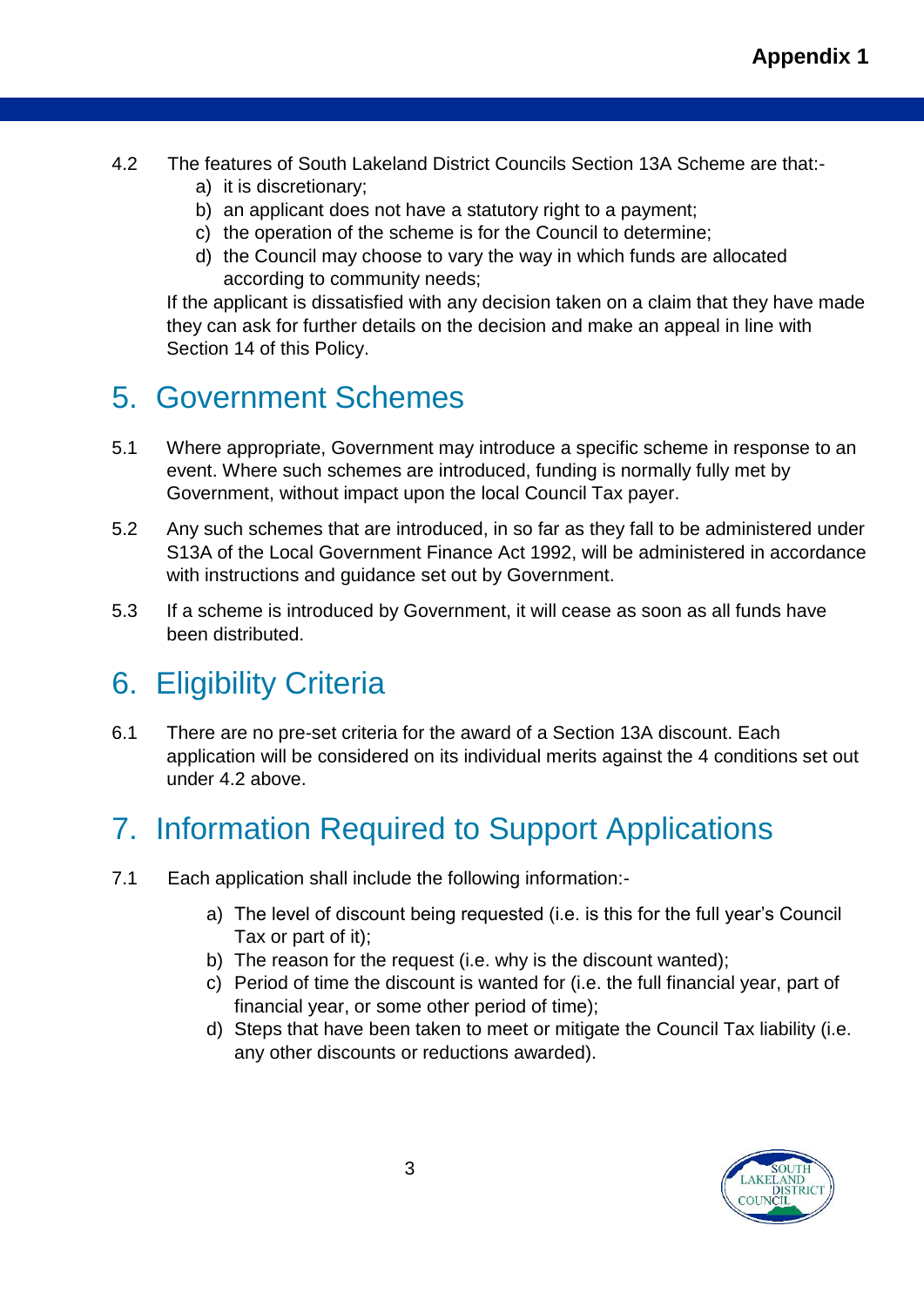4.2 The features of South Lakeland District Councils Section 13A Scheme are that:-

a) it is discretionary;
b) an applicant does not have a statutory right to a payment;
c) the operation of the scheme is for the Council to determine;
d) the Council may choose to vary the way in which funds are allocated according to community needs;

If the applicant is dissatisfied with any decision taken on a claim that they have made they can ask for further details on the decision and make an appeal in line with Section 14 of this Policy.

# 5. Government Schemes

5.1 Where appropriate, Government may introduce a specific scheme in response to an event. Where such schemes are introduced, funding is normally fully met by Government, without impact upon the local Council Tax payer.

5.2 Any such schemes that are introduced, in so far as they fall to be administered under S13A of the Local Government Finance Act 1992, will be administered in accordance with instructions and guidance set out by Government.

5.3 If a scheme is introduced by Government, it will cease as soon as all funds have been distributed.

# 6. Eligibility Criteria

6.1 There are no pre-set criteria for the award of a Section 13A discount. Each application will be considered on its individual merits against the 4 conditions set out under 4.2 above.

# 7. Information Required to Support Applications

7.1 Each application shall include the following information:-

a) The level of discount being requested (i.e. is this for the full year's Council Tax or part of it);
b) The reason for the request (i.e. why is the discount wanted);
c) Period of time the discount is wanted for (i.e. the full financial year, part of financial year, or some other period of time);
d) Steps that have been taken to meet or mitigate the Council Tax liability (i.e. any other discounts or reductions awarded).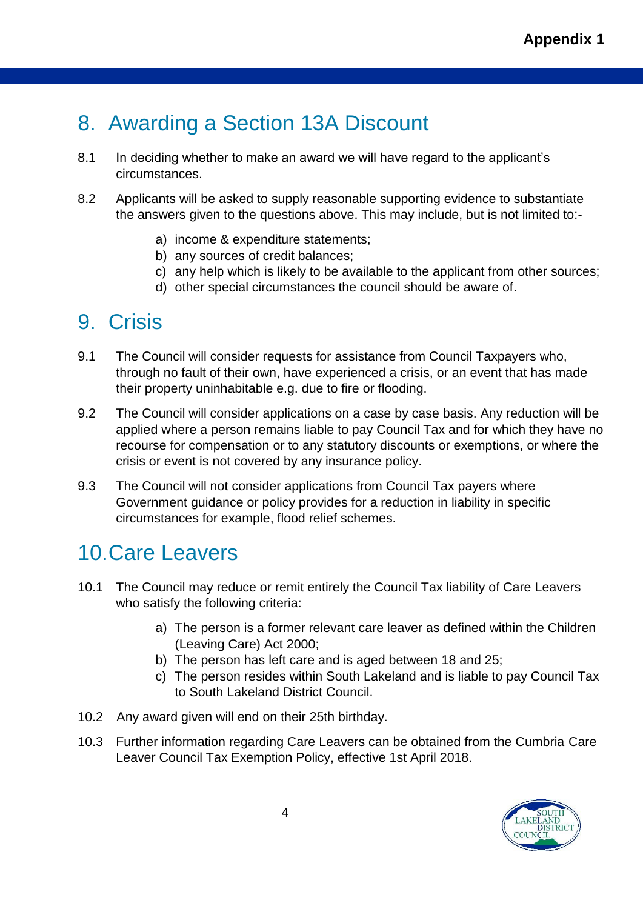Appendix 1

## 8. Awarding a Section 13A Discount

8.1 In deciding whether to make an award we will have regard to the applicant's circumstances.

8.2 Applicants will be asked to supply reasonable supporting evidence to substantiate the answers given to the questions above. This may include, but is not limited to:-

a) income & expenditure statements;
b) any sources of credit balances;
c) any help which is likely to be available to the applicant from other sources;
d) other special circumstances the council should be aware of.

## 9. Crisis

9.1 The Council will consider requests for assistance from Council Taxpayers who, through no fault of their own, have experienced a crisis, or an event that has made their property uninhabitable e.g. due to fire or flooding.

9.2 The Council will consider applications on a case by case basis. Any reduction will be applied where a person remains liable to pay Council Tax and for which they have no recourse for compensation or to any statutory discounts or exemptions, or where the crisis or event is not covered by any insurance policy.

9.3 The Council will not consider applications from Council Tax payers where Government guidance or policy provides for a reduction in liability in specific circumstances for example, flood relief schemes.

## 10. Care Leavers

10.1 The Council may reduce or remit entirely the Council Tax liability of Care Leavers who satisfy the following criteria:

a) The person is a former relevant care leaver as defined within the Children (Leaving Care) Act 2000;
b) The person has left care and is aged between 18 and 25;
c) The person resides within South Lakeland and is liable to pay Council Tax to South Lakeland District Council.

10.2 Any award given will end on their 25th birthday.

10.3 Further information regarding Care Leavers can be obtained from the Cumbria Care Leaver Council Tax Exemption Policy, effective 1st April 2018.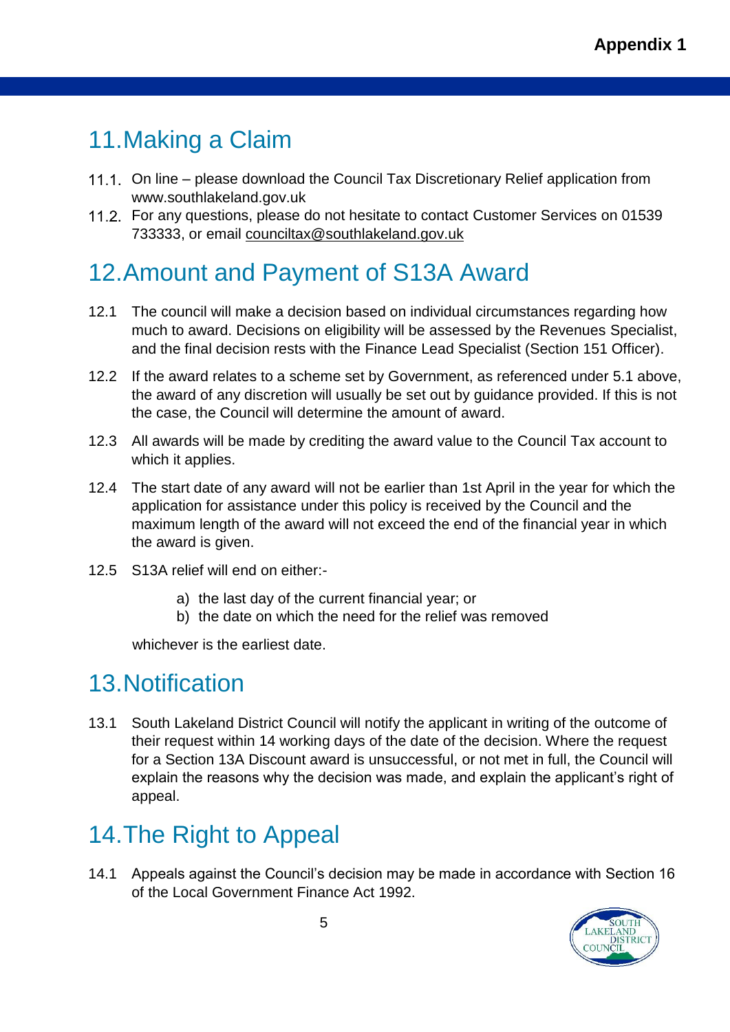## 11. Making a Claim

11.1. On line – please download the Council Tax Discretionary Relief application from www.southlakeland.gov.uk

11.2. For any questions, please do not hesitate to contact Customer Services on 01539 733333, or email counciltax@southlakeland.gov.uk

## 12. Amount and Payment of S13A Award

12.1 The council will make a decision based on individual circumstances regarding how much to award. Decisions on eligibility will be assessed by the Revenues Specialist, and the final decision rests with the Finance Lead Specialist (Section 151 Officer).

12.2 If the award relates to a scheme set by Government, as referenced under 5.1 above, the award of any discretion will usually be set out by guidance provided. If this is not the case, the Council will determine the amount of award.

12.3 All awards will be made by crediting the award value to the Council Tax account to which it applies.

12.4 The start date of any award will not be earlier than 1st April in the year for which the application for assistance under this policy is received by the Council and the maximum length of the award will not exceed the end of the financial year in which the award is given.

12.5 S13A relief will end on either:-

a) the last day of the current financial year; or
b) the date on which the need for the relief was removed

whichever is the earliest date.

## 13. Notification

13.1 South Lakeland District Council will notify the applicant in writing of the outcome of their request within 14 working days of the date of the decision. Where the request for a Section 13A Discount award is unsuccessful, or not met in full, the Council will explain the reasons why the decision was made, and explain the applicant's right of appeal.

## 14. The Right to Appeal

14.1 Appeals against the Council's decision may be made in accordance with Section 16 of the Local Government Finance Act 1992.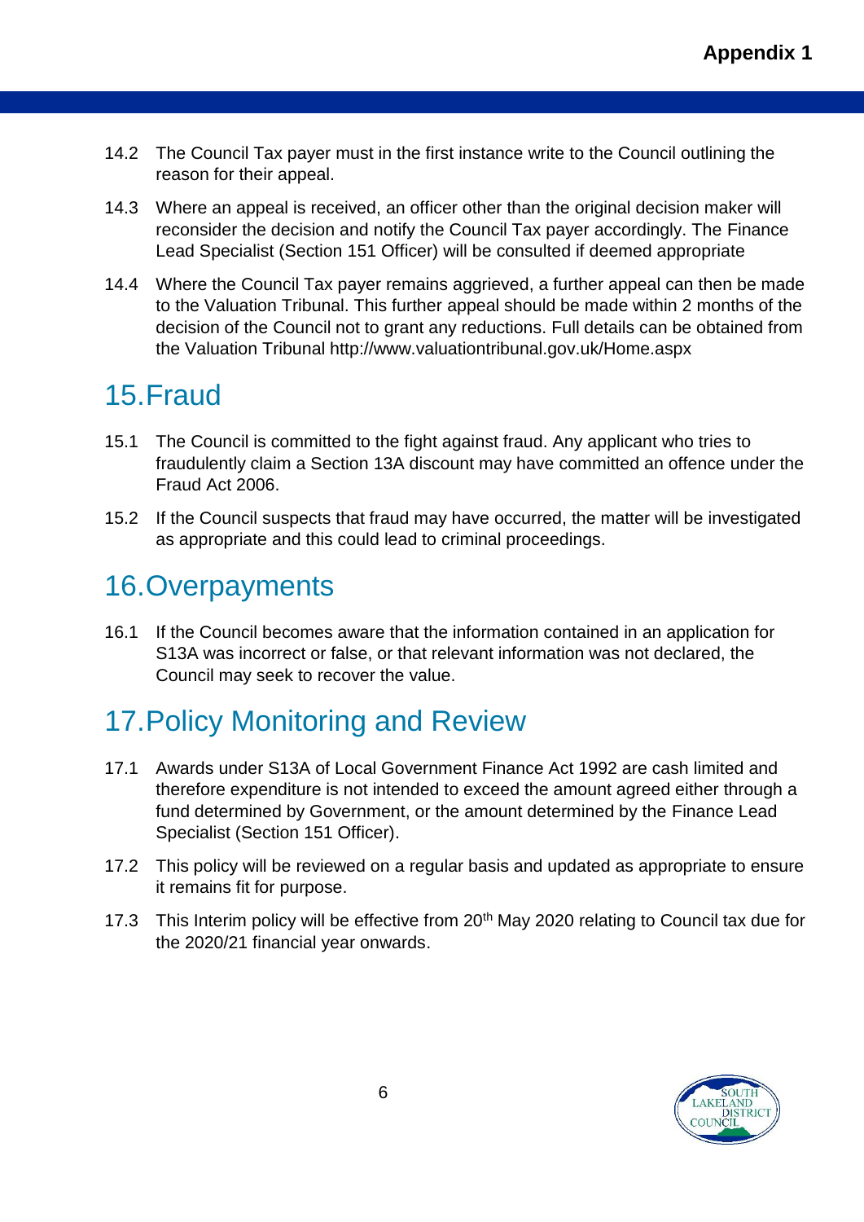14.2 The Council Tax payer must in the first instance write to the Council outlining the reason for their appeal.

14.3 Where an appeal is received, an officer other than the original decision maker will reconsider the decision and notify the Council Tax payer accordingly. The Finance Lead Specialist (Section 151 Officer) will be consulted if deemed appropriate

14.4 Where the Council Tax payer remains aggrieved, a further appeal can then be made to the Valuation Tribunal. This further appeal should be made within 2 months of the decision of the Council not to grant any reductions. Full details can be obtained from the Valuation Tribunal http://www.valuationtribunal.gov.uk/Home.aspx

## 15. Fraud

15.1 The Council is committed to the fight against fraud. Any applicant who tries to fraudulently claim a Section 13A discount may have committed an offence under the Fraud Act 2006.

15.2 If the Council suspects that fraud may have occurred, the matter will be investigated as appropriate and this could lead to criminal proceedings.

## 16. Overpayments

16.1 If the Council becomes aware that the information contained in an application for S13A was incorrect or false, or that relevant information was not declared, the Council may seek to recover the value.

## 17. Policy Monitoring and Review

17.1 Awards under S13A of Local Government Finance Act 1992 are cash limited and therefore expenditure is not intended to exceed the amount agreed either through a fund determined by Government, or the amount determined by the Finance Lead Specialist (Section 151 Officer).

17.2 This policy will be reviewed on a regular basis and updated as appropriate to ensure it remains fit for purpose.

17.3 This Interim policy will be effective from 20th May 2020 relating to Council tax due for the 2020/21 financial year onwards.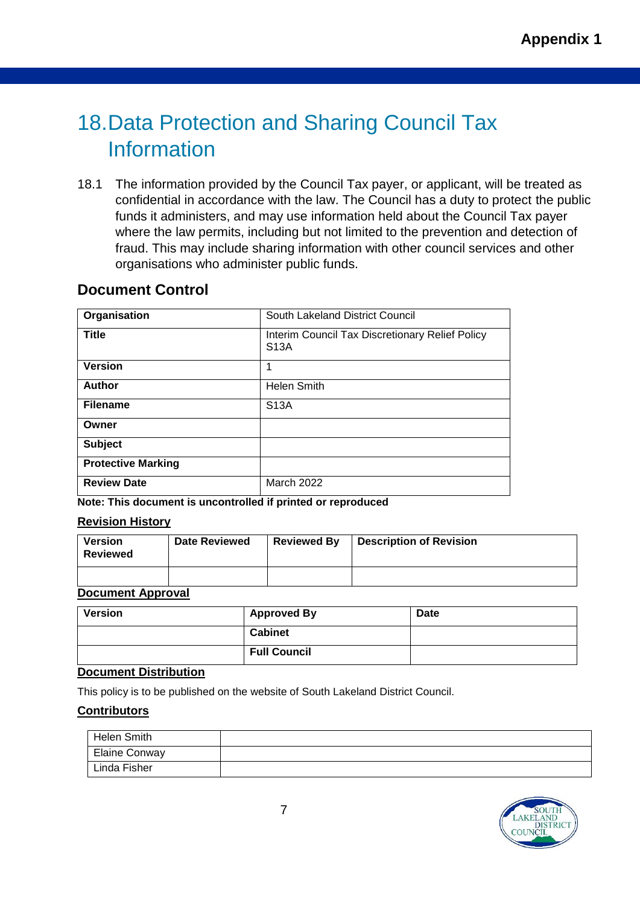Appendix 1

# 18. Data Protection and Sharing Council Tax Information

18.1 The information provided by the Council Tax payer, or applicant, will be treated as confidential in accordance with the law. The Council has a duty to protect the public funds it administers, and may use information held about the Council Tax payer where the law permits, including but not limited to the prevention and detection of fraud. This may include sharing information with other council services and other organisations who administer public funds.

## Document Control

| | |
|---|---|
| **Organisation** | South Lakeland District Council |
| **Title** | Interim Council Tax Discretionary Relief Policy S13A |
| **Version** | 1 |
| **Author** | Helen Smith |
| **Filename** | S13A |
| **Owner** | |
| **Subject** | |
| **Protective Marking** | |
| **Review Date** | March 2022 |

**Note: This document is uncontrolled if printed or reproduced**

### Revision History

| Version Reviewed | Date Reviewed | Reviewed By | Description of Revision |
|---|---|---|---|
| | | | |

### Document Approval

| Version | Approved By | Date |
|---|---|---|
| | **Cabinet** | |
| | **Full Council** | |

### Document Distribution

This policy is to be published on the website of South Lakeland District Council.

### Contributors

| | |
|---|---|
| Helen Smith | |
| Elaine Conway | |
| Linda Fisher | |